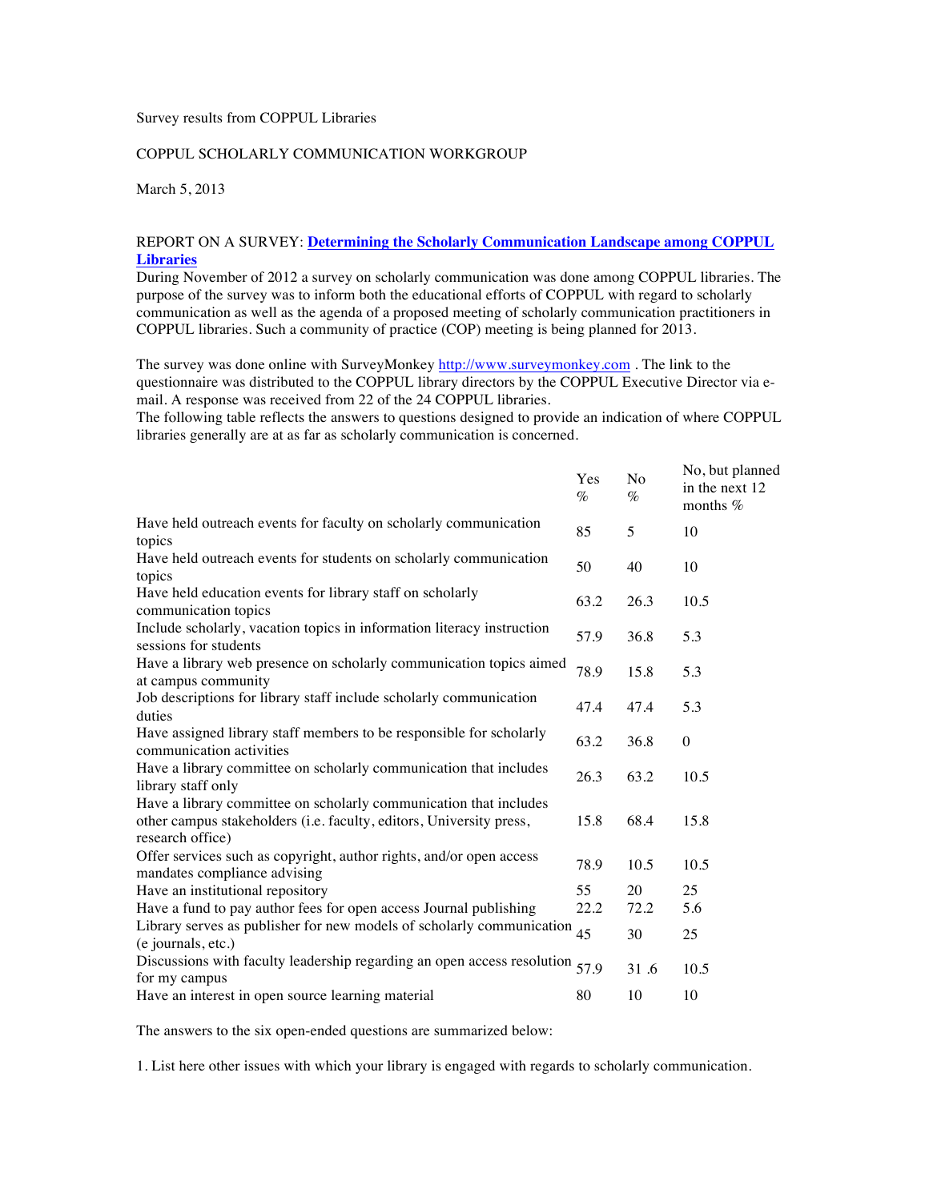Survey results from COPPUL Libraries

COPPUL SCHOLARLY COMMUNICATION WORKGROUP

March 5, 2013

REPORT ON A SURVEY: **Determining the Scholarly Communication Landscape among COPPUL Libraries**

During November of 2012 a survey on scholarly communication was done among COPPUL libraries. The purpose of the survey was to inform both the educational efforts of COPPUL with regard to scholarly communication as well as the agenda of a proposed meeting of scholarly communication practitioners in COPPUL libraries. Such a community of practice (COP) meeting is being planned for 2013.

The survey was done online with SurveyMonkey http://www.surveymonkey.com . The link to the questionnaire was distributed to the COPPUL library directors by the COPPUL Executive Director via e-mail. A response was received from 22 of the 24 COPPUL libraries.

The following table reflects the answers to questions designed to provide an indication of where COPPUL libraries generally are at as far as scholarly communication is concerned.

| | Yes % | No % | No, but planned in the next 12 months % |
|---|---|---|---|
| Have held outreach events for faculty on scholarly communication topics | 85 | 5 | 10 |
| Have held outreach events for students on scholarly communication topics | 50 | 40 | 10 |
| Have held education events for library staff on scholarly communication topics | 63.2 | 26.3 | 10.5 |
| Include scholarly, vacation topics in information literacy instruction sessions for students | 57.9 | 36.8 | 5.3 |
| Have a library web presence on scholarly communication topics aimed at campus community | 78.9 | 15.8 | 5.3 |
| Job descriptions for library staff include scholarly communication duties | 47.4 | 47.4 | 5.3 |
| Have assigned library staff members to be responsible for scholarly communication activities | 63.2 | 36.8 | 0 |
| Have a library committee on scholarly communication that includes library staff only | 26.3 | 63.2 | 10.5 |
| Have a library committee on scholarly communication that includes other campus stakeholders (i.e. faculty, editors, University press, research office) | 15.8 | 68.4 | 15.8 |
| Offer services such as copyright, author rights, and/or open access mandates compliance advising | 78.9 | 10.5 | 10.5 |
| Have an institutional repository | 55 | 20 | 25 |
| Have a fund to pay author fees for open access Journal publishing | 22.2 | 72.2 | 5.6 |
| Library serves as publisher for new models of scholarly communication (e journals, etc.) | 45 | 30 | 25 |
| Discussions with faculty leadership regarding an open access resolution for my campus | 57.9 | 31 .6 | 10.5 |
| Have an interest in open source learning material | 80 | 10 | 10 |

The answers to the six open-ended questions are summarized below:

1. List here other issues with which your library is engaged with regards to scholarly communication.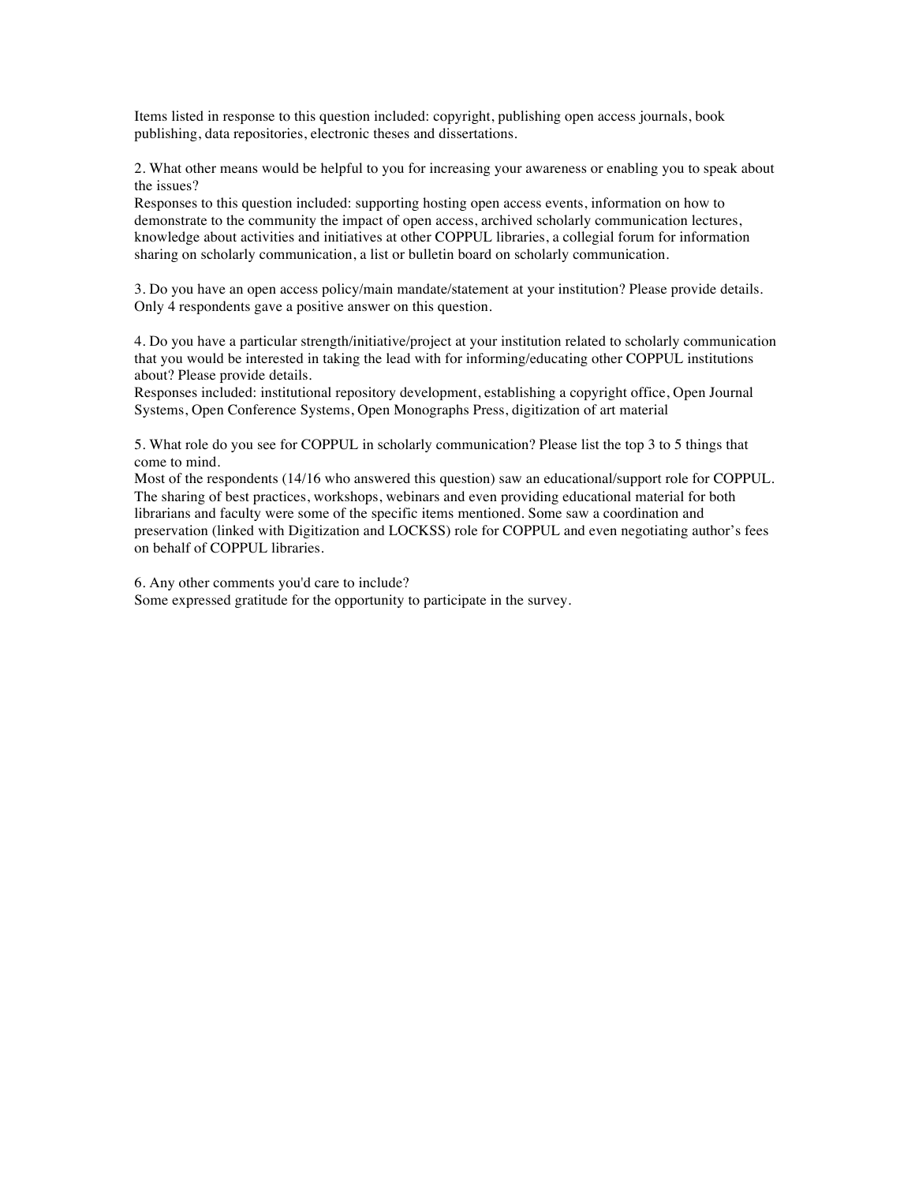Items listed in response to this question included: copyright, publishing open access journals, book publishing, data repositories, electronic theses and dissertations.

2. What other means would be helpful to you for increasing your awareness or enabling you to speak about the issues?
Responses to this question included: supporting hosting open access events, information on how to demonstrate to the community the impact of open access, archived scholarly communication lectures, knowledge about activities and initiatives at other COPPUL libraries, a collegial forum for information sharing on scholarly communication, a list or bulletin board on scholarly communication.

3. Do you have an open access policy/main mandate/statement at your institution? Please provide details.
Only 4 respondents gave a positive answer on this question.

4. Do you have a particular strength/initiative/project at your institution related to scholarly communication that you would be interested in taking the lead with for informing/educating other COPPUL institutions about? Please provide details.
Responses included: institutional repository development, establishing a copyright office, Open Journal Systems, Open Conference Systems, Open Monographs Press, digitization of art material

5. What role do you see for COPPUL in scholarly communication? Please list the top 3 to 5 things that come to mind.
Most of the respondents (14/16 who answered this question) saw an educational/support role for COPPUL. The sharing of best practices, workshops, webinars and even providing educational material for both librarians and faculty were some of the specific items mentioned. Some saw a coordination and preservation (linked with Digitization and LOCKSS) role for COPPUL and even negotiating author's fees on behalf of COPPUL libraries.

6. Any other comments you'd care to include?
Some expressed gratitude for the opportunity to participate in the survey.